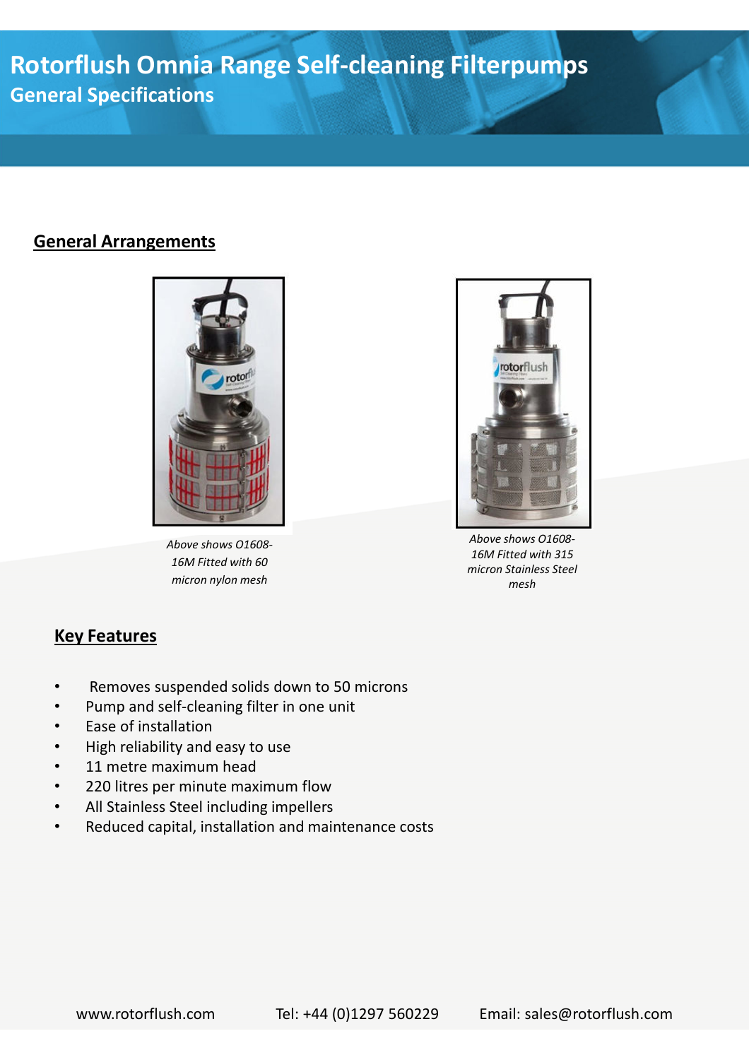# Rotorflush Omnia Range Self-cleaning Filterpumps

## General Specifications

### General Arrangements

*Above shows O1608-16M Fitted with 60 micron nylon mesh*

*Above shows O1608-16M Fitted with 315 micron Stainless Steel mesh*

### Key Features

- Removes suspended solids down to 50 microns
- Pump and self-cleaning filter in one unit
- Ease of installation
- High reliability and easy to use
- 11 metre maximum head
- 220 litres per minute maximum flow
- All Stainless Steel including impellers
- Reduced capital, installation and maintenance costs

www.rotorflush.com Tel: +44 (0)1297 560229 Email: sales@rotorflush.com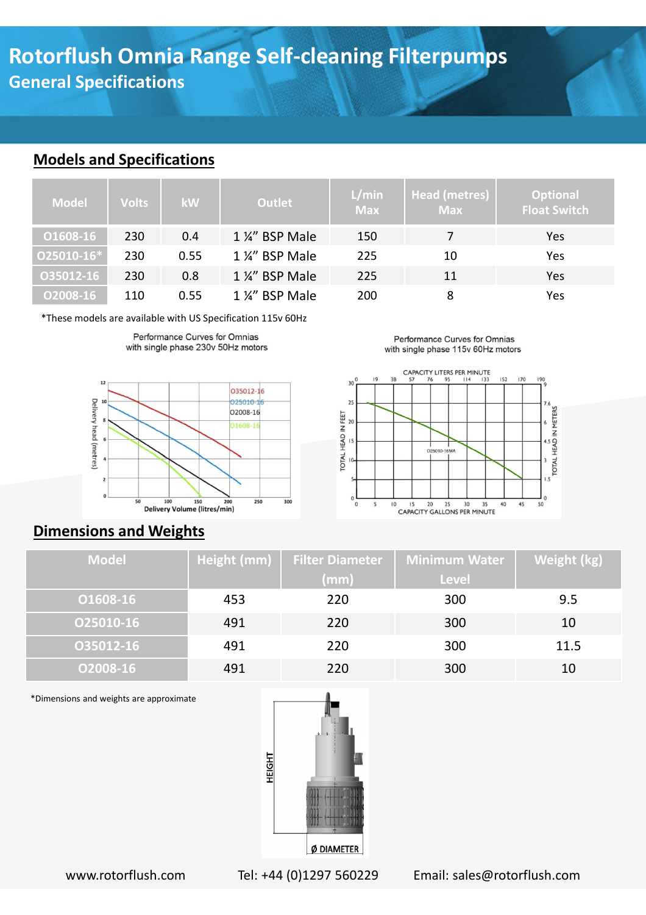# Rotorflush Omnia Range Self-cleaning Filterpumps

## General Specifications

### Models and Specifications

| Model | Volts | kW | Outlet | L/min Max | Head (metres) Max | Optional Float Switch |
|---|---|---|---|---|---|---|
| O1608-16 | 230 | 0.4 | 1 ¼" BSP Male | 150 | 7 | Yes |
| O25010-16* | 230 | 0.55 | 1 ¼" BSP Male | 225 | 10 | Yes |
| O35012-16 | 230 | 0.8 | 1 ¼" BSP Male | 225 | 11 | Yes |
| O2008-16 | 110 | 0.55 | 1 ¼" BSP Male | 200 | 8 | Yes |

*These models are available with US Specification 115v 60Hz

Performance Curves for Omnias with single phase 230v 50Hz motors

Performance Curves for Omnias with single phase 115v 60Hz motors

### Dimensions and Weights

| Model | Height (mm) | Filter Diameter (mm) | Minimum Water Level | Weight (kg) |
|---|---|---|---|---|
| O1608-16 | 453 | 220 | 300 | 9.5 |
| O25010-16 | 491 | 220 | 300 | 10 |
| O35012-16 | 491 | 220 | 300 | 11.5 |
| O2008-16 | 491 | 220 | 300 | 10 |

*Dimensions and weights are approximate

www.rotorflush.com Tel: +44 (0)1297 560229 Email: sales@rotorflush.com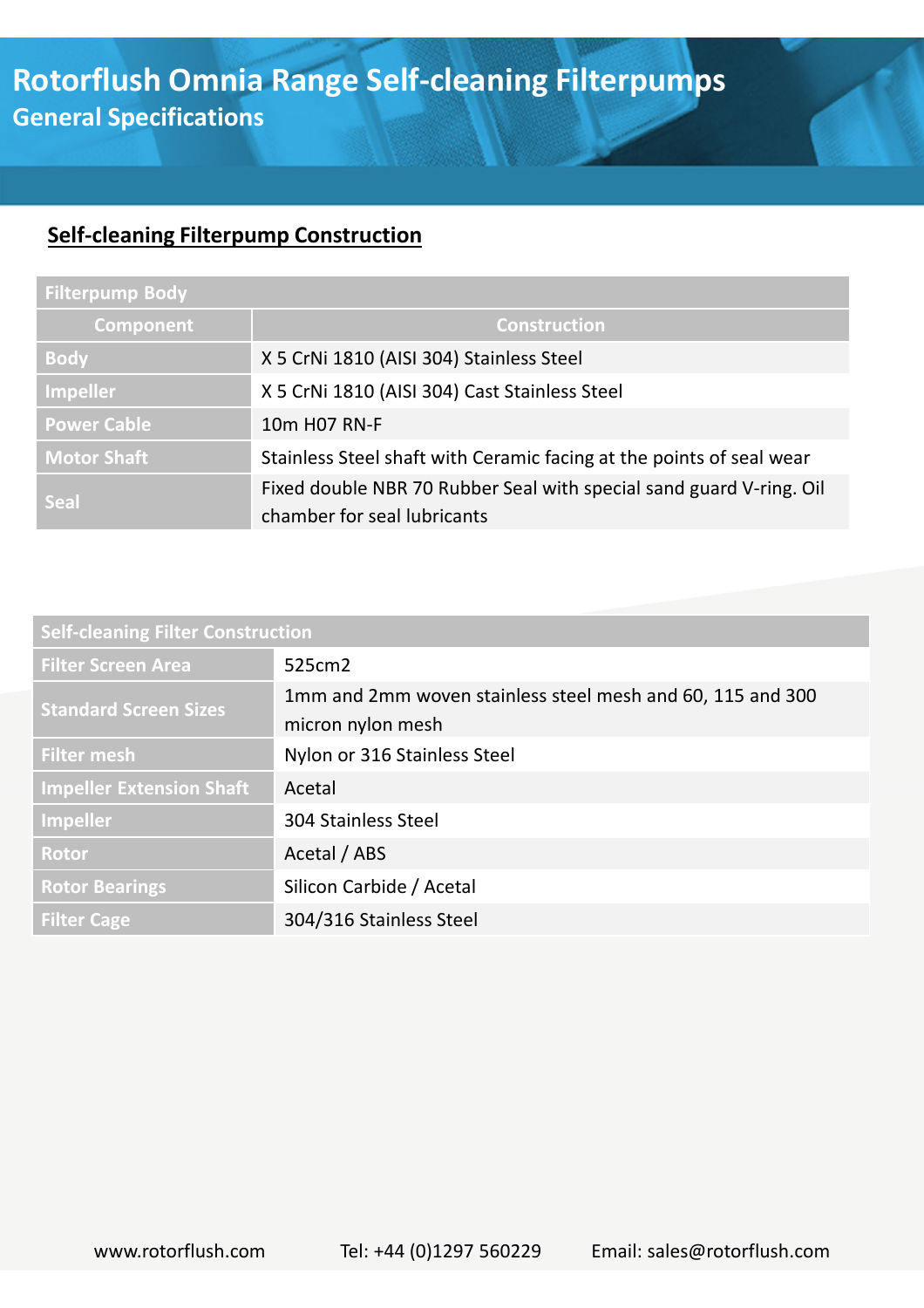# Rotorflush Omnia Range Self-cleaning Filterpumps

## General Specifications

### Self-cleaning Filterpump Construction

| Filterpump Body | |
|---|---|
| **Component** | **Construction** |
| Body | X 5 CrNi 1810 (AISI 304) Stainless Steel |
| Impeller | X 5 CrNi 1810 (AISI 304) Cast Stainless Steel |
| Power Cable | 10m H07 RN-F |
| Motor Shaft | Stainless Steel shaft with Ceramic facing at the points of seal wear |
| Seal | Fixed double NBR 70 Rubber Seal with special sand guard V-ring. Oil chamber for seal lubricants |

| Self-cleaning Filter Construction | |
|---|---|
| Filter Screen Area | 525cm2 |
| Standard Screen Sizes | 1mm and 2mm woven stainless steel mesh and 60, 115 and 300 micron nylon mesh |
| Filter mesh | Nylon or 316 Stainless Steel |
| Impeller Extension Shaft | Acetal |
| Impeller | 304 Stainless Steel |
| Rotor | Acetal / ABS |
| Rotor Bearings | Silicon Carbide / Acetal |
| Filter Cage | 304/316 Stainless Steel |

www.rotorflush.com Tel: +44 (0)1297 560229 Email: sales@rotorflush.com